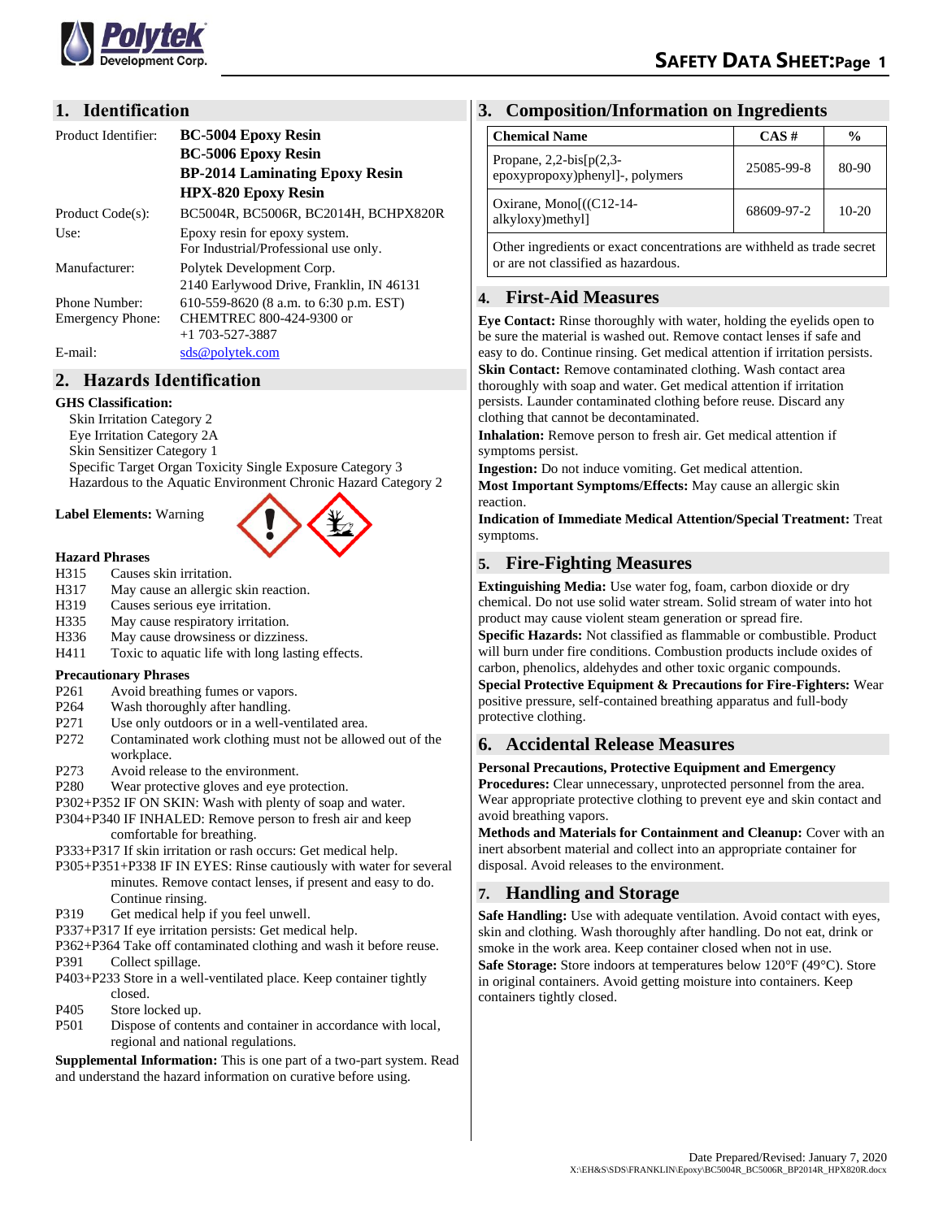# SAFETY DATA SHEET

## 1. Identification

| | |
|---|---|
| Product Identifier: | **BC-5004 Epoxy Resin** **BC-5006 Epoxy Resin** **BP-2014 Laminating Epoxy Resin** **HPX-820 Epoxy Resin** |
| Product Code(s): | BC5004R, BC5006R, BC2014H, BCHPX820R |
| Use: | Epoxy resin for epoxy system. For Industrial/Professional use only. |
| Manufacturer: | Polytek Development Corp. 2140 Earlywood Drive, Franklin, IN 46131 |
| Phone Number: | 610-559-8620 (8 a.m. to 6:30 p.m. EST) |
| Emergency Phone: | CHEMTREC 800-424-9300 or +1 703-527-3887 |
| E-mail: | sds@polytek.com |

## 2. Hazards Identification

**GHS Classification:**

Skin Irritation Category 2
Eye Irritation Category 2A
Skin Sensitizer Category 1
Specific Target Organ Toxicity Single Exposure Category 3
Hazardous to the Aquatic Environment Chronic Hazard Category 2

**Label Elements:** Warning

**Hazard Phrases**

- H315 Causes skin irritation.
- H317 May cause an allergic skin reaction.
- H319 Causes serious eye irritation.
- H335 May cause respiratory irritation.
- H336 May cause drowsiness or dizziness.
- H411 Toxic to aquatic life with long lasting effects.

**Precautionary Phrases**

- P261 Avoid breathing fumes or vapors.
- P264 Wash thoroughly after handling.
- P271 Use only outdoors or in a well-ventilated area.
- P272 Contaminated work clothing must not be allowed out of the workplace.
- P273 Avoid release to the environment.
- P280 Wear protective gloves and eye protection.
- P302+P352 IF ON SKIN: Wash with plenty of soap and water.
- P304+P340 IF INHALED: Remove person to fresh air and keep comfortable for breathing.
- P333+P317 If skin irritation or rash occurs: Get medical help.
- P305+P351+P338 IF IN EYES: Rinse cautiously with water for several minutes. Remove contact lenses, if present and easy to do. Continue rinsing.
- P319 Get medical help if you feel unwell.
- P337+P317 If eye irritation persists: Get medical help.
- P362+P364 Take off contaminated clothing and wash it before reuse.
- P391 Collect spillage.
- P403+P233 Store in a well-ventilated place. Keep container tightly closed.
- P405 Store locked up.
- P501 Dispose of contents and container in accordance with local, regional and national regulations.

**Supplemental Information:** This is one part of a two-part system. Read and understand the hazard information on curative before using.

## 3. Composition/Information on Ingredients

| Chemical Name | CAS # | % |
|---|---|---|
| Propane, 2,2-bis[p(2,3-epoxypropoxy)phenyl]-, polymers | 25085-99-8 | 80-90 |
| Oxirane, Mono[((C12-14-alkyloxy)methyl] | 68609-97-2 | 10-20 |
| Other ingredients or exact concentrations are withheld as trade secret or are not classified as hazardous. | | |

## 4. First-Aid Measures

**Eye Contact:** Rinse thoroughly with water, holding the eyelids open to be sure the material is washed out. Remove contact lenses if safe and easy to do. Continue rinsing. Get medical attention if irritation persists.

**Skin Contact:** Remove contaminated clothing. Wash contact area thoroughly with soap and water. Get medical attention if irritation persists. Launder contaminated clothing before reuse. Discard any clothing that cannot be decontaminated.

**Inhalation:** Remove person to fresh air. Get medical attention if symptoms persist.

**Ingestion:** Do not induce vomiting. Get medical attention.

**Most Important Symptoms/Effects:** May cause an allergic skin reaction.

**Indication of Immediate Medical Attention/Special Treatment:** Treat symptoms.

## 5. Fire-Fighting Measures

**Extinguishing Media:** Use water fog, foam, carbon dioxide or dry chemical. Do not use solid water stream. Solid stream of water into hot product may cause violent steam generation or spread fire.

**Specific Hazards:** Not classified as flammable or combustible. Product will burn under fire conditions. Combustion products include oxides of carbon, phenolics, aldehydes and other toxic organic compounds.

**Special Protective Equipment & Precautions for Fire-Fighters:** Wear positive pressure, self-contained breathing apparatus and full-body protective clothing.

## 6. Accidental Release Measures

**Personal Precautions, Protective Equipment and Emergency Procedures:** Clear unnecessary, unprotected personnel from the area. Wear appropriate protective clothing to prevent eye and skin contact and avoid breathing vapors.

**Methods and Materials for Containment and Cleanup:** Cover with an inert absorbent material and collect into an appropriate container for disposal. Avoid releases to the environment.

## 7. Handling and Storage

**Safe Handling:** Use with adequate ventilation. Avoid contact with eyes, skin and clothing. Wash thoroughly after handling. Do not eat, drink or smoke in the work area. Keep container closed when not in use.

**Safe Storage:** Store indoors at temperatures below 120°F (49°C). Store in original containers. Avoid getting moisture into containers. Keep containers tightly closed.

Date Prepared/Revised: January 7, 2020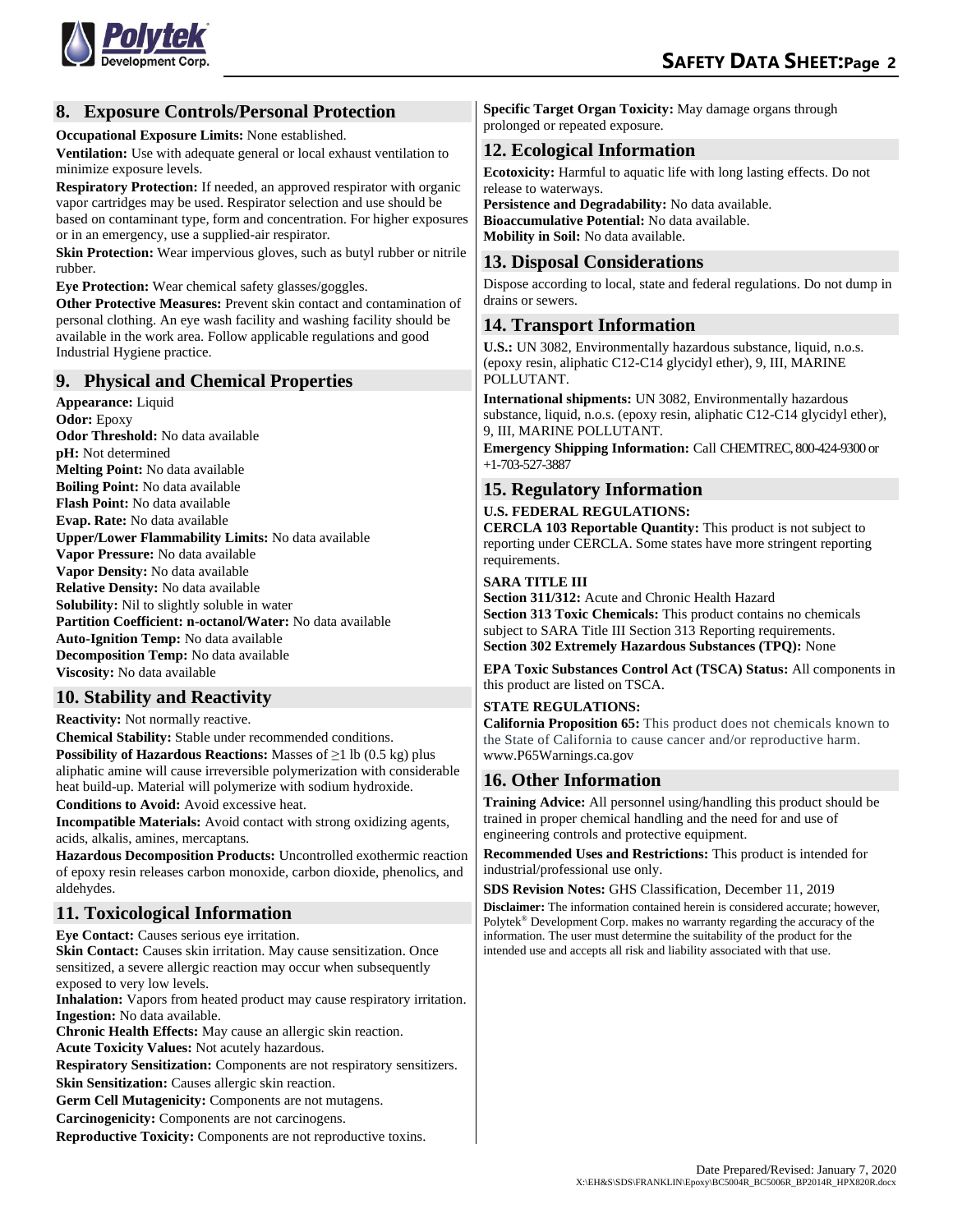## 8. Exposure Controls/Personal Protection

**Occupational Exposure Limits:** None established.

**Ventilation:** Use with adequate general or local exhaust ventilation to minimize exposure levels.

**Respiratory Protection:** If needed, an approved respirator with organic vapor cartridges may be used. Respirator selection and use should be based on contaminant type, form and concentration. For higher exposures or in an emergency, use a supplied-air respirator.

**Skin Protection:** Wear impervious gloves, such as butyl rubber or nitrile rubber.

**Eye Protection:** Wear chemical safety glasses/goggles.

**Other Protective Measures:** Prevent skin contact and contamination of personal clothing. An eye wash facility and washing facility should be available in the work area. Follow applicable regulations and good Industrial Hygiene practice.

## 9. Physical and Chemical Properties

**Appearance:** Liquid
**Odor:** Epoxy
**Odor Threshold:** No data available
**pH:** Not determined
**Melting Point:** No data available
**Boiling Point:** No data available
**Flash Point:** No data available
**Evap. Rate:** No data available
**Upper/Lower Flammability Limits:** No data available
**Vapor Pressure:** No data available
**Vapor Density:** No data available
**Relative Density:** No data available
**Solubility:** Nil to slightly soluble in water
**Partition Coefficient: n-octanol/Water:** No data available
**Auto-Ignition Temp:** No data available
**Decomposition Temp:** No data available
**Viscosity:** No data available

## 10. Stability and Reactivity

**Reactivity:** Not normally reactive.

**Chemical Stability:** Stable under recommended conditions.

**Possibility of Hazardous Reactions:** Masses of ≥1 lb (0.5 kg) plus aliphatic amine will cause irreversible polymerization with considerable heat build-up. Material will polymerize with sodium hydroxide.

**Conditions to Avoid:** Avoid excessive heat.

**Incompatible Materials:** Avoid contact with strong oxidizing agents, acids, alkalis, amines, mercaptans.

**Hazardous Decomposition Products:** Uncontrolled exothermic reaction of epoxy resin releases carbon monoxide, carbon dioxide, phenolics, and aldehydes.

## 11. Toxicological Information

**Eye Contact:** Causes serious eye irritation.
**Skin Contact:** Causes skin irritation. May cause sensitization. Once sensitized, a severe allergic reaction may occur when subsequently exposed to very low levels.
**Inhalation:** Vapors from heated product may cause respiratory irritation.
**Ingestion:** No data available.
**Chronic Health Effects:** May cause an allergic skin reaction.
**Acute Toxicity Values:** Not acutely hazardous.
**Respiratory Sensitization:** Components are not respiratory sensitizers.
**Skin Sensitization:** Causes allergic skin reaction.
**Germ Cell Mutagenicity:** Components are not mutagens.
**Carcinogenicity:** Components are not carcinogens.
**Reproductive Toxicity:** Components are not reproductive toxins.
**Specific Target Organ Toxicity:** May damage organs through prolonged or repeated exposure.

## 12. Ecological Information

**Ecotoxicity:** Harmful to aquatic life with long lasting effects. Do not release to waterways.
**Persistence and Degradability:** No data available.
**Bioaccumulative Potential:** No data available.
**Mobility in Soil:** No data available.

## 13. Disposal Considerations

Dispose according to local, state and federal regulations. Do not dump in drains or sewers.

## 14. Transport Information

**U.S.:** UN 3082, Environmentally hazardous substance, liquid, n.o.s. (epoxy resin, aliphatic C12-C14 glycidyl ether), 9, III, MARINE POLLUTANT.

**International shipments:** UN 3082, Environmentally hazardous substance, liquid, n.o.s. (epoxy resin, aliphatic C12-C14 glycidyl ether), 9, III, MARINE POLLUTANT.

**Emergency Shipping Information:** Call CHEMTREC, 800-424-9300 or +1-703-527-3887

## 15. Regulatory Information

**U.S. FEDERAL REGULATIONS:**

**CERCLA 103 Reportable Quantity:** This product is not subject to reporting under CERCLA. Some states have more stringent reporting requirements.

**SARA TITLE III**

**Section 311/312:** Acute and Chronic Health Hazard
**Section 313 Toxic Chemicals:** This product contains no chemicals subject to SARA Title III Section 313 Reporting requirements.
**Section 302 Extremely Hazardous Substances (TPQ):** None

**EPA Toxic Substances Control Act (TSCA) Status:** All components in this product are listed on TSCA.

**STATE REGULATIONS:**

**California Proposition 65:** This product does not chemicals known to the State of California to cause cancer and/or reproductive harm. www.P65Warnings.ca.gov

## 16. Other Information

**Training Advice:** All personnel using/handling this product should be trained in proper chemical handling and the need for and use of engineering controls and protective equipment.

**Recommended Uses and Restrictions:** This product is intended for industrial/professional use only.

**SDS Revision Notes:** GHS Classification, December 11, 2019

**Disclaimer:** The information contained herein is considered accurate; however, Polytek® Development Corp. makes no warranty regarding the accuracy of the information. The user must determine the suitability of the product for the intended use and accepts all risk and liability associated with that use.

Date Prepared/Revised: January 7, 2020
X:\EH&S\SDS\FRANKLIN\Epoxy\BC5004R_BC5006R_BP2014R_HPX820R.docx